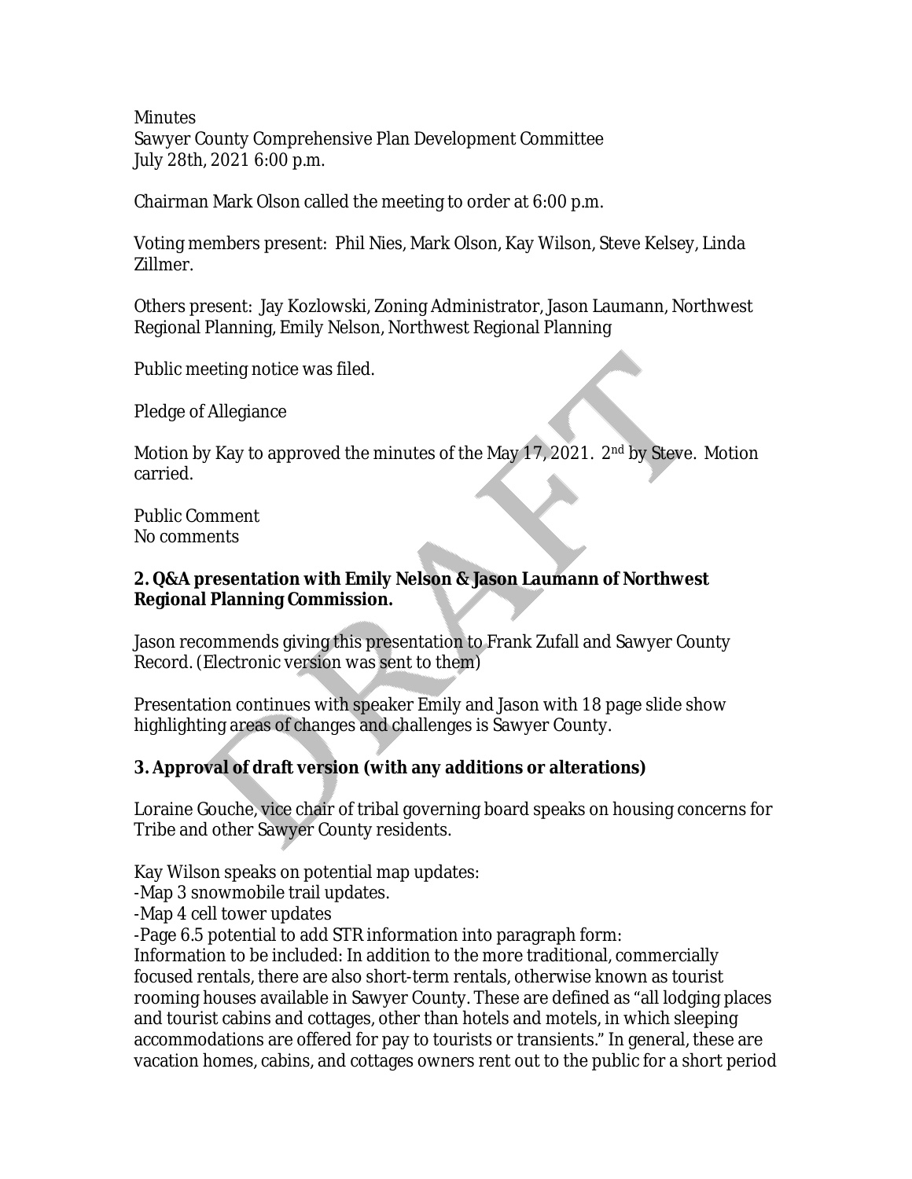Minutes
Sawyer County Comprehensive Plan Development Committee
July 28th, 2021 6:00 p.m.

Chairman Mark Olson called the meeting to order at 6:00 p.m.

Voting members present: Phil Nies, Mark Olson, Kay Wilson, Steve Kelsey, Linda Zillmer.

Others present: Jay Kozlowski, Zoning Administrator, Jason Laumann, Northwest Regional Planning, Emily Nelson, Northwest Regional Planning

Public meeting notice was filed.

Pledge of Allegiance

Motion by Kay to approved the minutes of the May 17, 2021. 2nd by Steve. Motion carried.

Public Comment
No comments

**2. Q&A presentation with Emily Nelson & Jason Laumann of Northwest Regional Planning Commission.**

Jason recommends giving this presentation to Frank Zufall and Sawyer County Record. (Electronic version was sent to them)

Presentation continues with speaker Emily and Jason with 18 page slide show highlighting areas of changes and challenges is Sawyer County.

**3. Approval of draft version (with any additions or alterations)**

Loraine Gouche, vice chair of tribal governing board speaks on housing concerns for Tribe and other Sawyer County residents.

Kay Wilson speaks on potential map updates:
-Map 3 snowmobile trail updates.
-Map 4 cell tower updates
-Page 6.5 potential to add STR information into paragraph form:
Information to be included: In addition to the more traditional, commercially focused rentals, there are also short-term rentals, otherwise known as tourist rooming houses available in Sawyer County. These are defined as "all lodging places and tourist cabins and cottages, other than hotels and motels, in which sleeping accommodations are offered for pay to tourists or transients." In general, these are vacation homes, cabins, and cottages owners rent out to the public for a short period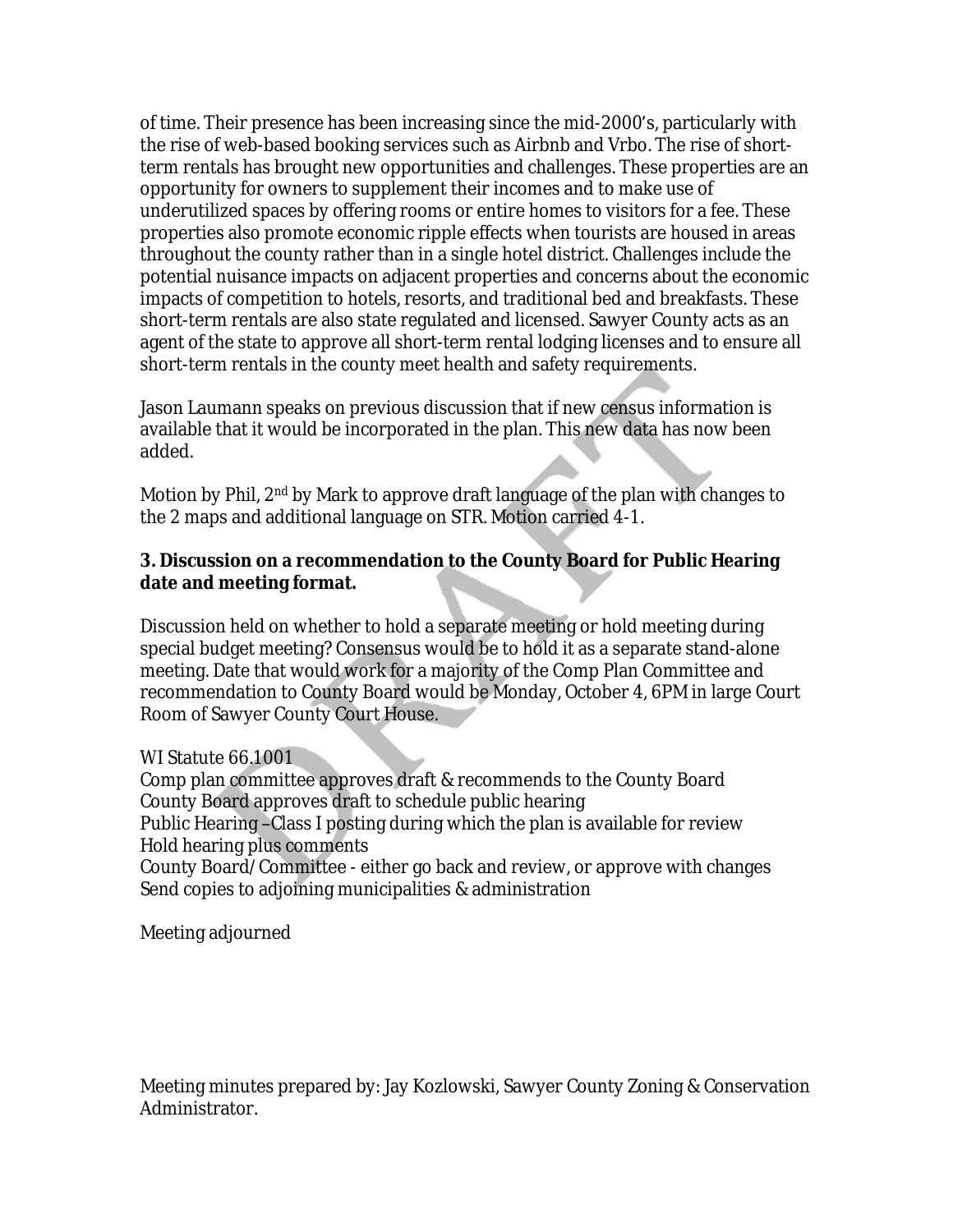of time. Their presence has been increasing since the mid-2000's, particularly with the rise of web-based booking services such as Airbnb and Vrbo. The rise of short-term rentals has brought new opportunities and challenges. These properties are an opportunity for owners to supplement their incomes and to make use of underutilized spaces by offering rooms or entire homes to visitors for a fee. These properties also promote economic ripple effects when tourists are housed in areas throughout the county rather than in a single hotel district. Challenges include the potential nuisance impacts on adjacent properties and concerns about the economic impacts of competition to hotels, resorts, and traditional bed and breakfasts. These short-term rentals are also state regulated and licensed. Sawyer County acts as an agent of the state to approve all short-term rental lodging licenses and to ensure all short-term rentals in the county meet health and safety requirements.

Jason Laumann speaks on previous discussion that if new census information is available that it would be incorporated in the plan. This new data has now been added.

Motion by Phil, 2nd by Mark to approve draft language of the plan with changes to the 2 maps and additional language on STR. Motion carried 4-1.

**3. Discussion on a recommendation to the County Board for Public Hearing date and meeting format.**

Discussion held on whether to hold a separate meeting or hold meeting during special budget meeting? Consensus would be to hold it as a separate stand-alone meeting. Date that would work for a majority of the Comp Plan Committee and recommendation to County Board would be Monday, October 4, 6PM in large Court Room of Sawyer County Court House.

WI Statute 66.1001
Comp plan committee approves draft & recommends to the County Board
County Board approves draft to schedule public hearing
Public Hearing –Class I posting during which the plan is available for review
Hold hearing plus comments
County Board/Committee - either go back and review, or approve with changes
Send copies to adjoining municipalities & administration

Meeting adjourned

Meeting minutes prepared by: Jay Kozlowski, Sawyer County Zoning & Conservation Administrator.